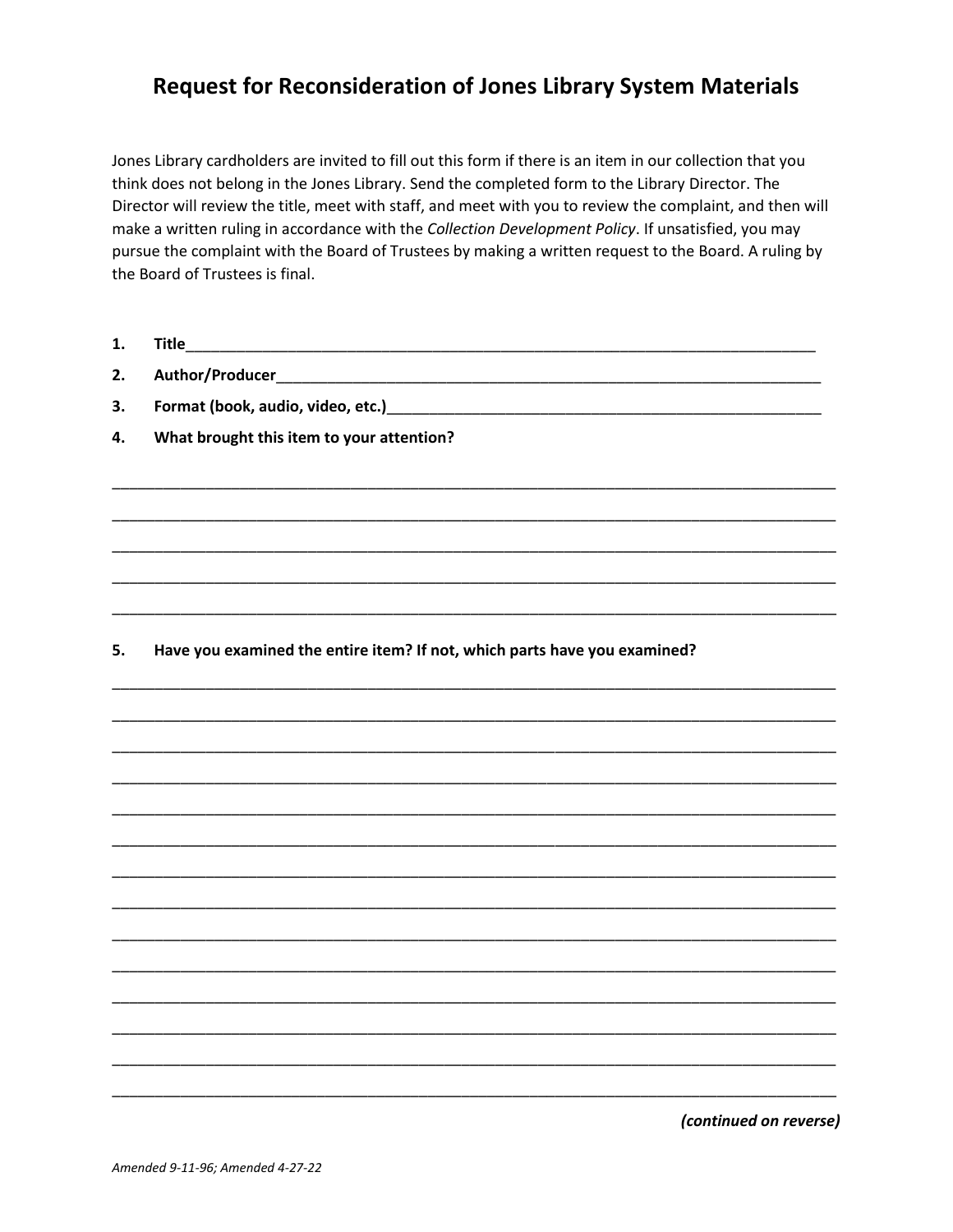# Request for Reconsideration of Jones Library System Materials

Jones Library cardholders are invited to fill out this form if there is an item in our collection that you think does not belong in the Jones Library. Send the completed form to the Library Director. The Director will review the title, meet with staff, and meet with you to review the complaint, and then will make a written ruling in accordance with the *Collection Development Policy*. If unsatisfied, you may pursue the complaint with the Board of Trustees by making a written request to the Board. A ruling by the Board of Trustees is final.

1. **Title**___________________________________________________________________________

2. **Author/Producer**____________________________________________________________________

3. **Format (book, audio, video, etc.)**______________________________________________________

4. **What brought this item to your attention?**

_______________________________________________________________________________________

_______________________________________________________________________________________

_______________________________________________________________________________________

_______________________________________________________________________________________

_______________________________________________________________________________________

5. **Have you examined the entire item? If not, which parts have you examined?**

_______________________________________________________________________________________

_______________________________________________________________________________________

_______________________________________________________________________________________

_______________________________________________________________________________________

_______________________________________________________________________________________

_______________________________________________________________________________________

_______________________________________________________________________________________

_______________________________________________________________________________________

_______________________________________________________________________________________

_______________________________________________________________________________________

_______________________________________________________________________________________

_______________________________________________________________________________________

_______________________________________________________________________________________

_______________________________________________________________________________________

***(continued on reverse)***

*Amended 9-11-96; Amended 4-27-22*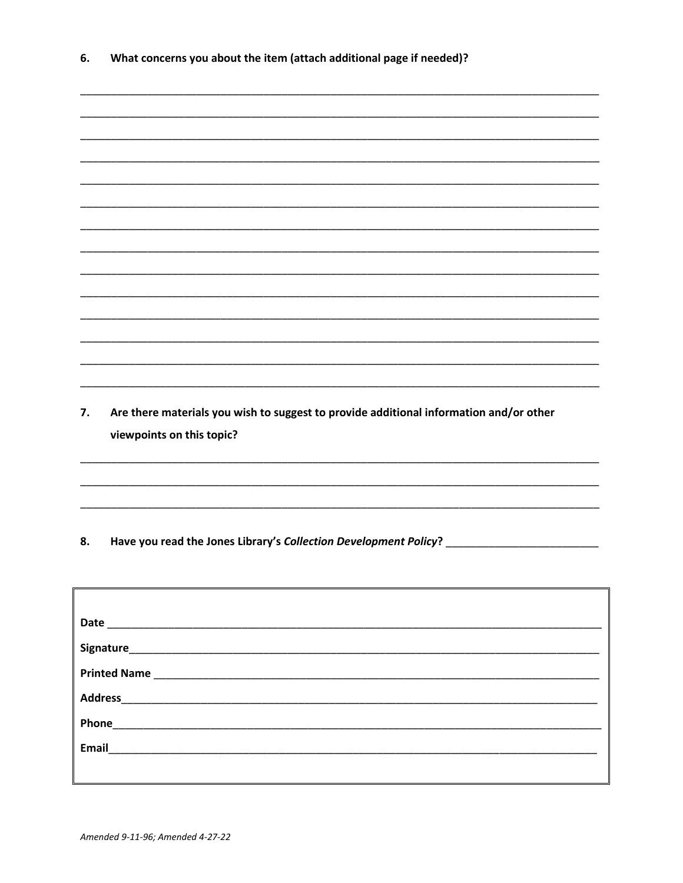6. **What concerns you about the item (attach additional page if needed)?**

______________________________________________________________________________________

______________________________________________________________________________________

______________________________________________________________________________________

______________________________________________________________________________________

______________________________________________________________________________________

______________________________________________________________________________________

______________________________________________________________________________________

______________________________________________________________________________________

______________________________________________________________________________________

______________________________________________________________________________________

______________________________________________________________________________________

______________________________________________________________________________________

______________________________________________________________________________________

______________________________________________________________________________________

7. **Are there materials you wish to suggest to provide additional information and/or other viewpoints on this topic?**

______________________________________________________________________________________

______________________________________________________________________________________

______________________________________________________________________________________

8. **Have you read the Jones Library's *Collection Development Policy*?** _________________________

**Date** ______________________________________________________________________________

**Signature**___________________________________________________________________________

**Printed Name** _______________________________________________________________________

**Address**____________________________________________________________________________

**Phone**______________________________________________________________________________

**Email**______________________________________________________________________________

*Amended 9-11-96; Amended 4-27-22*